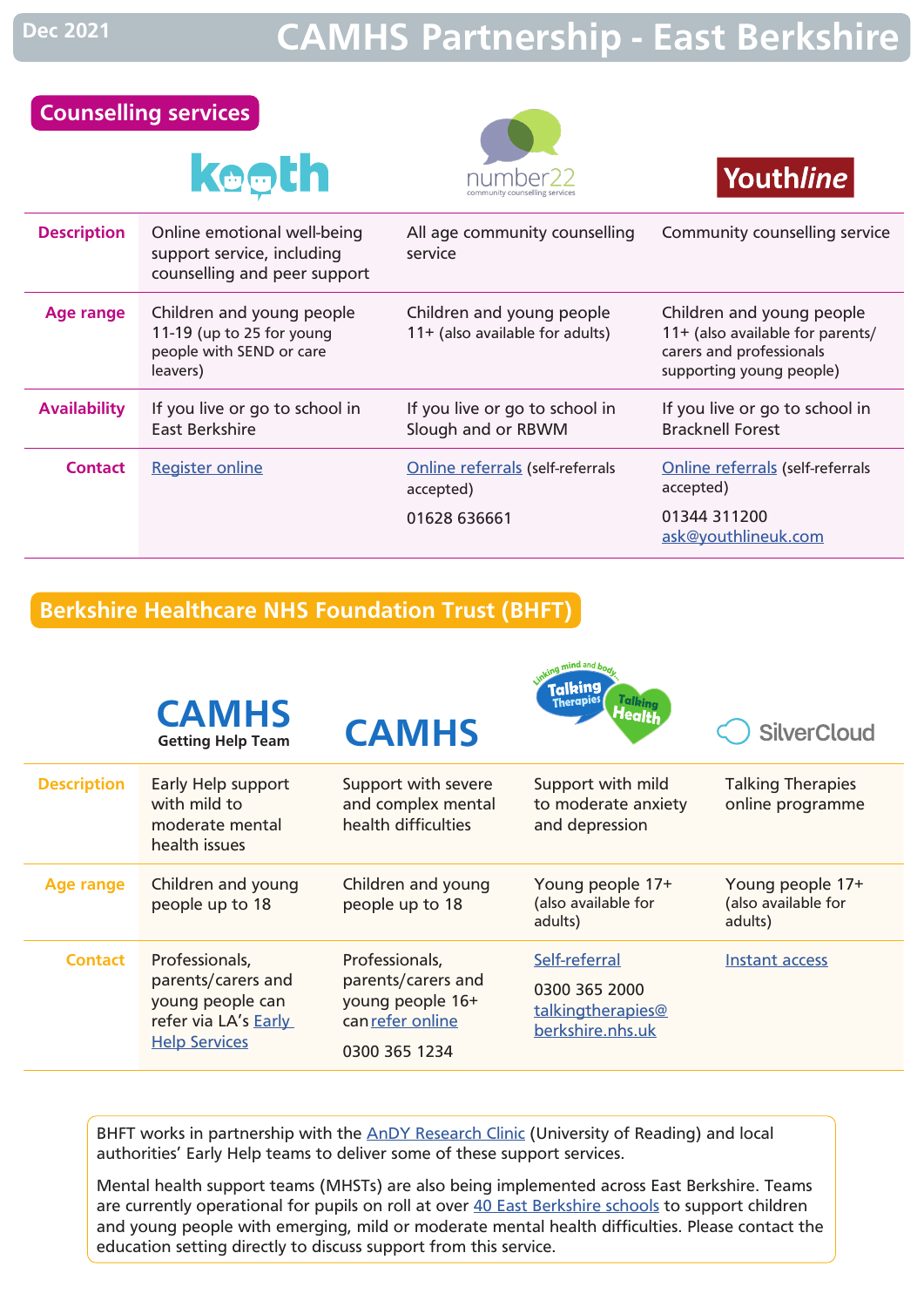Dec 2021

# CAMHS Partnership - East Berkshire

## Counselling services

| | kooth | number22 community counselling services | Youthline |
|---|---|---|---|
| **Description** | Online emotional well-being support service, including counselling and peer support | All age community counselling service | Community counselling service |
| **Age range** | Children and young people 11-19 (up to 25 for young people with SEND or care leavers) | Children and young people 11+ (also available for adults) | Children and young people 11+ (also available for parents/ carers and professionals supporting young people) |
| **Availability** | If you live or go to school in East Berkshire | If you live or go to school in Slough and or RBWM | If you live or go to school in Bracknell Forest |
| **Contact** | Register online | Online referrals (self-referrals accepted)<br>01628 636661 | Online referrals (self-referrals accepted)<br>01344 311200<br>ask@youthlineuk.com |

## Berkshire Healthcare NHS Foundation Trust (BHFT)

| | CAMHS Getting Help Team | CAMHS | Talking Therapies / Talking Health | SilverCloud |
|---|---|---|---|---|
| **Description** | Early Help support with mild to moderate mental health issues | Support with severe and complex mental health difficulties | Support with mild to moderate anxiety and depression | Talking Therapies online programme |
| **Age range** | Children and young people up to 18 | Children and young people up to 18 | Young people 17+ (also available for adults) | Young people 17+ (also available for adults) |
| **Contact** | Professionals, parents/carers and young people can refer via LA's Early Help Services | Professionals, parents/carers and young people 16+ can refer online<br>0300 365 1234 | Self-referral<br>0300 365 2000<br>talkingtherapies@berkshire.nhs.uk | Instant access |

BHFT works in partnership with the AnDY Research Clinic (University of Reading) and local authorities' Early Help teams to deliver some of these support services.

Mental health support teams (MHSTs) are also being implemented across East Berkshire. Teams are currently operational for pupils on roll at over 40 East Berkshire schools to support children and young people with emerging, mild or moderate mental health difficulties. Please contact the education setting directly to discuss support from this service.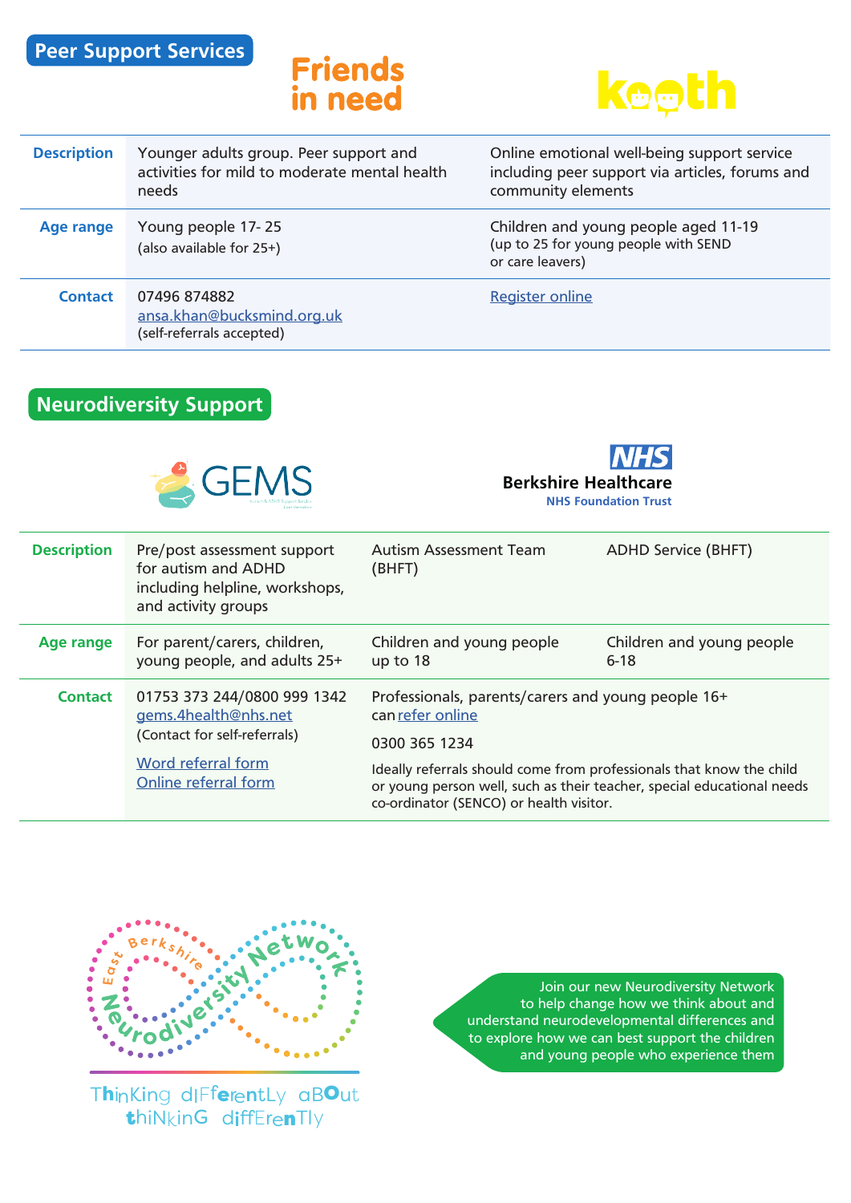## Peer Support Services

| | Friends in need | kooth |
|---|---|---|
| **Description** | Younger adults group. Peer support and activities for mild to moderate mental health needs | Online emotional well-being support service including peer support via articles, forums and community elements |
| **Age range** | Young people 17- 25 (also available for 25+) | Children and young people aged 11-19 (up to 25 for young people with SEND or care leavers) |
| **Contact** | 07496 874882<br>ansa.khan@bucksmind.org.uk<br>(self-referrals accepted) | Register online |

## Neurodiversity Support

| | GEMS | NHS Berkshire Healthcare NHS Foundation Trust | |
|---|---|---|---|
| **Description** | Pre/post assessment support for autism and ADHD including helpline, workshops, and activity groups | Autism Assessment Team (BHFT) | ADHD Service (BHFT) |
| **Age range** | For parent/carers, children, young people, and adults 25+ | Children and young people up to 18 | Children and young people 6-18 |
| **Contact** | 01753 373 244/0800 999 1342<br>gems.4health@nhs.net<br>(Contact for self-referrals)<br>Word referral form<br>Online referral form | Professionals, parents/carers and young people 16+ can refer online<br>0300 365 1234<br>Ideally referrals should come from professionals that know the child or young person well, such as their teacher, special educational needs co-ordinator (SENCO) or health visitor. | |

East Berkshire Neurodiversity Network

Thinking differently about thinking differently

Join our new Neurodiversity Network to help change how we think about and understand neurodevelopmental differences and to explore how we can best support the children and young people who experience them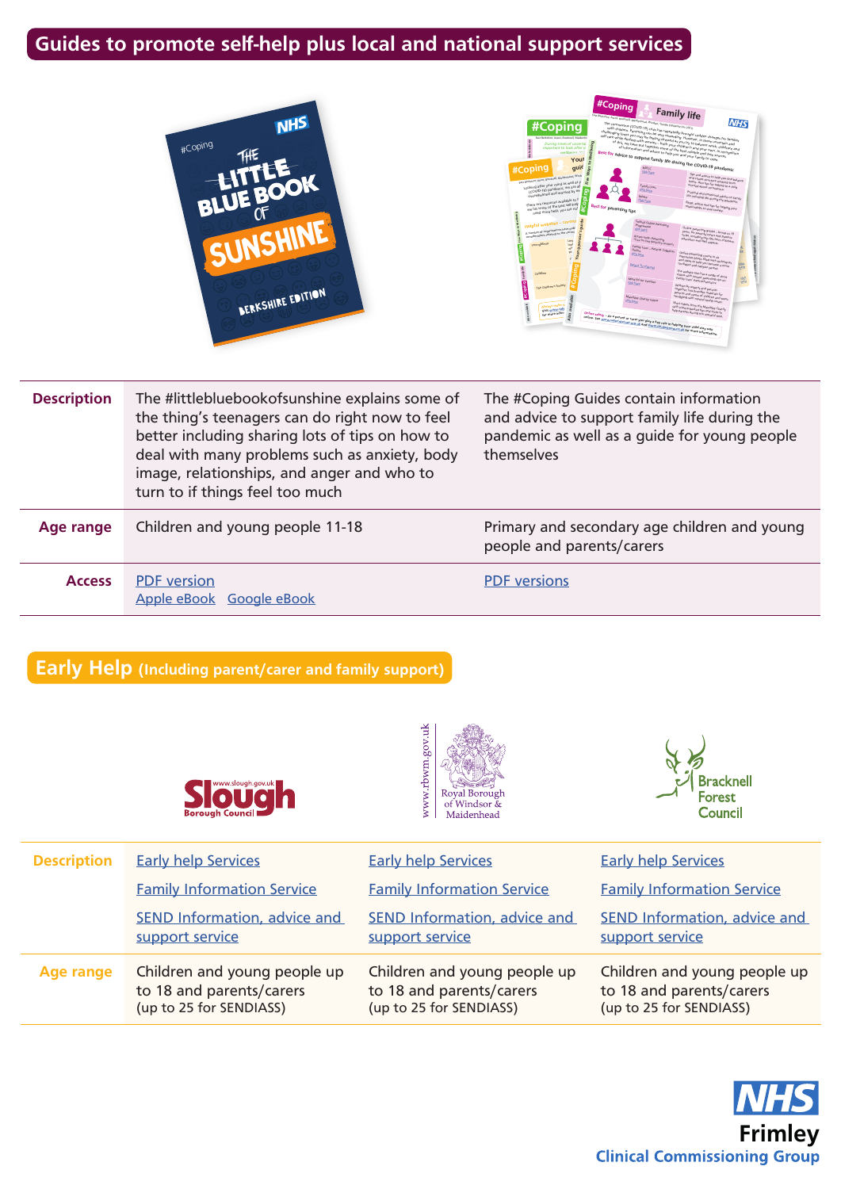## Guides to promote self-help plus local and national support services

| | | |
|---|---|---|
| **Description** | The #littlebluebookofsunshine explains some of the thing's teenagers can do right now to feel better including sharing lots of tips on how to deal with many problems such as anxiety, body image, relationships, and anger and who to turn to if things feel too much | The #Coping Guides contain information and advice to support family life during the pandemic as well as a guide for young people themselves |
| **Age range** | Children and young people 11-18 | Primary and secondary age children and young people and parents/carers |
| **Access** | PDF version<br>Apple eBook Google eBook | PDF versions |

## Early Help (Including parent/carer and family support)

| | Slough Borough Council | Royal Borough of Windsor & Maidenhead | Bracknell Forest Council |
|---|---|---|---|
| **Description** | Early help Services<br>Family Information Service<br>SEND Information, advice and support service | Early help Services<br>Family Information Service<br>SEND Information, advice and support service | Early help Services<br>Family Information Service<br>SEND Information, advice and support service |
| **Age range** | Children and young people up to 18 and parents/carers (up to 25 for SENDIASS) | Children and young people up to 18 and parents/carers (up to 25 for SENDIASS) | Children and young people up to 18 and parents/carers (up to 25 for SENDIASS) |

NHS Frimley Clinical Commissioning Group